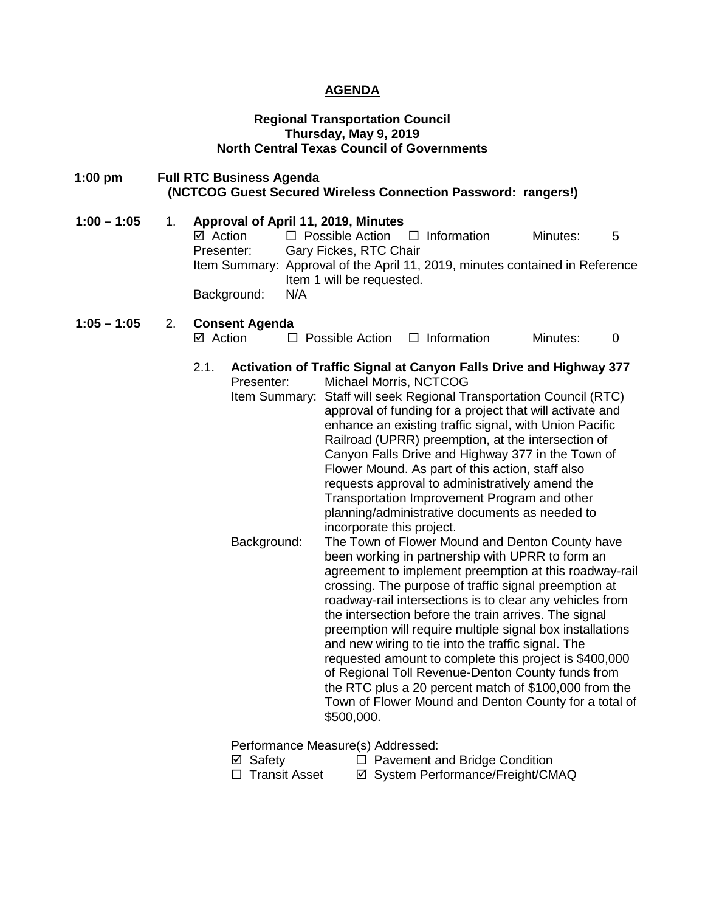# AGENDA

**Regional Transportation Council**
**Thursday, May 9, 2019**
**North Central Texas Council of Governments**

**1:00 pm** **Full RTC Business Agenda**
**(NCTCOG Guest Secured Wireless Connection Password: rangers!)**

**1:00 – 1:05** 1. **Approval of April 11, 2019, Minutes**

☑ Action ☐ Possible Action ☐ Information Minutes: 5

Presenter: Gary Fickes, RTC Chair

Item Summary: Approval of the April 11, 2019, minutes contained in Reference Item 1 will be requested.

Background: N/A

**1:05 – 1:05** 2. **Consent Agenda**

☑ Action ☐ Possible Action ☐ Information Minutes: 0

2.1. **Activation of Traffic Signal at Canyon Falls Drive and Highway 377**

Presenter: Michael Morris, NCTCOG

Item Summary: Staff will seek Regional Transportation Council (RTC) approval of funding for a project that will activate and enhance an existing traffic signal, with Union Pacific Railroad (UPRR) preemption, at the intersection of Canyon Falls Drive and Highway 377 in the Town of Flower Mound. As part of this action, staff also requests approval to administratively amend the Transportation Improvement Program and other planning/administrative documents as needed to incorporate this project.

Background: The Town of Flower Mound and Denton County have been working in partnership with UPRR to form an agreement to implement preemption at this roadway-rail crossing. The purpose of traffic signal preemption at roadway-rail intersections is to clear any vehicles from the intersection before the train arrives. The signal preemption will require multiple signal box installations and new wiring to tie into the traffic signal. The requested amount to complete this project is $400,000 of Regional Toll Revenue-Denton County funds from the RTC plus a 20 percent match of $100,000 from the Town of Flower Mound and Denton County for a total of $500,000.

Performance Measure(s) Addressed:

☑ Safety ☐ Pavement and Bridge Condition
☐ Transit Asset ☑ System Performance/Freight/CMAQ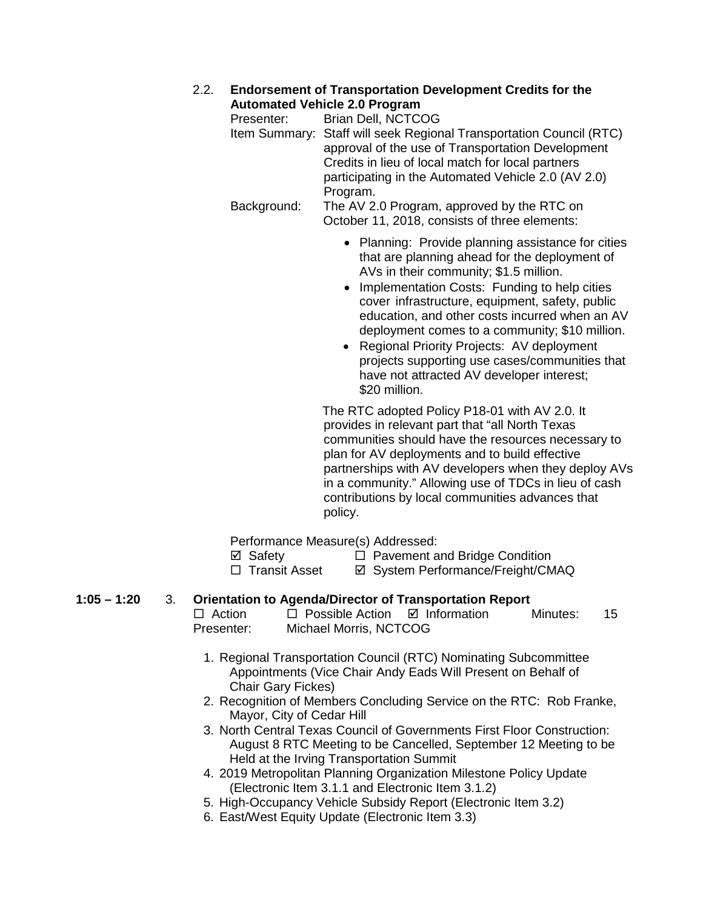2.2. **Endorsement of Transportation Development Credits for the Automated Vehicle 2.0 Program**

Presenter: Brian Dell, NCTCOG

Item Summary: Staff will seek Regional Transportation Council (RTC) approval of the use of Transportation Development Credits in lieu of local match for local partners participating in the Automated Vehicle 2.0 (AV 2.0) Program.

Background: The AV 2.0 Program, approved by the RTC on October 11, 2018, consists of three elements:

- Planning: Provide planning assistance for cities that are planning ahead for the deployment of AVs in their community; $1.5 million.
- Implementation Costs: Funding to help cities cover infrastructure, equipment, safety, public education, and other costs incurred when an AV deployment comes to a community; $10 million.
- Regional Priority Projects: AV deployment projects supporting use cases/communities that have not attracted AV developer interest; $20 million.

The RTC adopted Policy P18-01 with AV 2.0. It provides in relevant part that "all North Texas communities should have the resources necessary to plan for AV deployments and to build effective partnerships with AV developers when they deploy AVs in a community." Allowing use of TDCs in lieu of cash contributions by local communities advances that policy.

Performance Measure(s) Addressed:

☑ Safety ☐ Pavement and Bridge Condition
☐ Transit Asset ☑ System Performance/Freight/CMAQ

**1:05 – 1:20** 3. **Orientation to Agenda/Director of Transportation Report**

☐ Action ☐ Possible Action ☑ Information Minutes: 15

Presenter: Michael Morris, NCTCOG

1. Regional Transportation Council (RTC) Nominating Subcommittee Appointments (Vice Chair Andy Eads Will Present on Behalf of Chair Gary Fickes)
2. Recognition of Members Concluding Service on the RTC: Rob Franke, Mayor, City of Cedar Hill
3. North Central Texas Council of Governments First Floor Construction: August 8 RTC Meeting to be Cancelled, September 12 Meeting to be Held at the Irving Transportation Summit
4. 2019 Metropolitan Planning Organization Milestone Policy Update (Electronic Item 3.1.1 and Electronic Item 3.1.2)
5. High-Occupancy Vehicle Subsidy Report (Electronic Item 3.2)
6. East/West Equity Update (Electronic Item 3.3)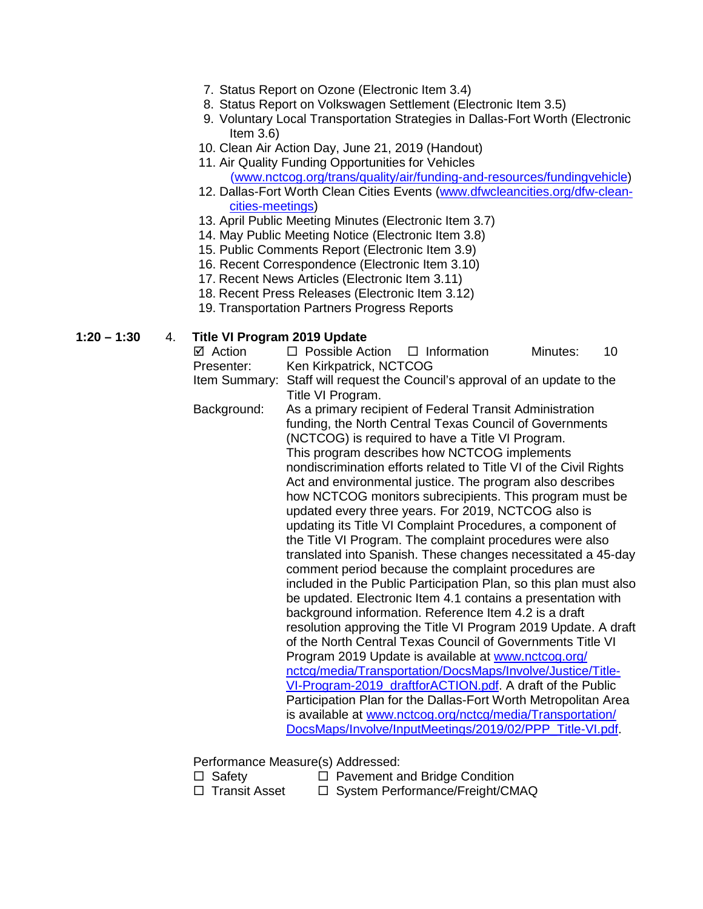7. Status Report on Ozone (Electronic Item 3.4)
8. Status Report on Volkswagen Settlement (Electronic Item 3.5)
9. Voluntary Local Transportation Strategies in Dallas-Fort Worth (Electronic Item 3.6)
10. Clean Air Action Day, June 21, 2019 (Handout)
11. Air Quality Funding Opportunities for Vehicles (www.nctcog.org/trans/quality/air/funding-and-resources/fundingvehicle)
12. Dallas-Fort Worth Clean Cities Events (www.dfwcleancities.org/dfw-clean-cities-meetings)
13. April Public Meeting Minutes (Electronic Item 3.7)
14. May Public Meeting Notice (Electronic Item 3.8)
15. Public Comments Report (Electronic Item 3.9)
16. Recent Correspondence (Electronic Item 3.10)
17. Recent News Articles (Electronic Item 3.11)
18. Recent Press Releases (Electronic Item 3.12)
19. Transportation Partners Progress Reports

**1:20 – 1:30** 4. **Title VI Program 2019 Update**

☑ Action ☐ Possible Action ☐ Information Minutes: 10

Presenter: Ken Kirkpatrick, NCTCOG

Item Summary: Staff will request the Council's approval of an update to the Title VI Program.

Background: As a primary recipient of Federal Transit Administration funding, the North Central Texas Council of Governments (NCTCOG) is required to have a Title VI Program. This program describes how NCTCOG implements nondiscrimination efforts related to Title VI of the Civil Rights Act and environmental justice. The program also describes how NCTCOG monitors subrecipients. This program must be updated every three years. For 2019, NCTCOG also is updating its Title VI Complaint Procedures, a component of the Title VI Program. The complaint procedures were also translated into Spanish. These changes necessitated a 45-day comment period because the complaint procedures are included in the Public Participation Plan, so this plan must also be updated. Electronic Item 4.1 contains a presentation with background information. Reference Item 4.2 is a draft resolution approving the Title VI Program 2019 Update. A draft of the North Central Texas Council of Governments Title VI Program 2019 Update is available at www.nctcog.org/nctcg/media/Transportation/DocsMaps/Involve/Justice/Title-VI-Program-2019_draftforACTION.pdf. A draft of the Public Participation Plan for the Dallas-Fort Worth Metropolitan Area is available at www.nctcog.org/nctcg/media/Transportation/DocsMaps/Involve/InputMeetings/2019/02/PPP_Title-VI.pdf.

Performance Measure(s) Addressed:

☐ Safety ☐ Pavement and Bridge Condition

☐ Transit Asset ☐ System Performance/Freight/CMAQ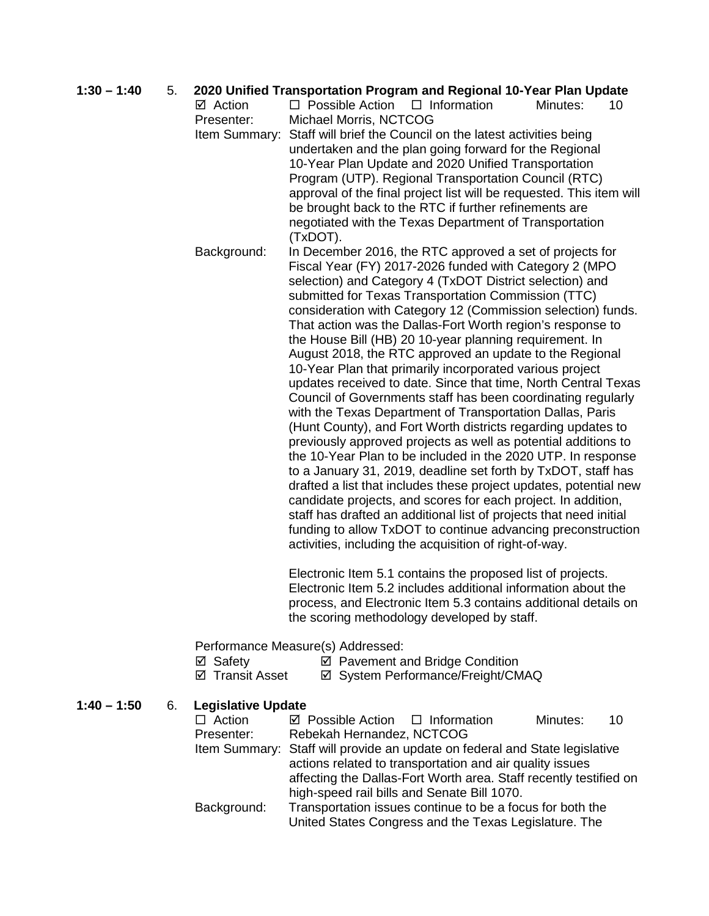**1:30 – 1:40** 5. **2020 Unified Transportation Program and Regional 10-Year Plan Update**

☑ Action ☐ Possible Action ☐ Information Minutes: 10

Presenter: Michael Morris, NCTCOG

Item Summary: Staff will brief the Council on the latest activities being undertaken and the plan going forward for the Regional 10-Year Plan Update and 2020 Unified Transportation Program (UTP). Regional Transportation Council (RTC) approval of the final project list will be requested. This item will be brought back to the RTC if further refinements are negotiated with the Texas Department of Transportation (TxDOT).

Background: In December 2016, the RTC approved a set of projects for Fiscal Year (FY) 2017-2026 funded with Category 2 (MPO selection) and Category 4 (TxDOT District selection) and submitted for Texas Transportation Commission (TTC) consideration with Category 12 (Commission selection) funds. That action was the Dallas-Fort Worth region's response to the House Bill (HB) 20 10-year planning requirement. In August 2018, the RTC approved an update to the Regional 10-Year Plan that primarily incorporated various project updates received to date. Since that time, North Central Texas Council of Governments staff has been coordinating regularly with the Texas Department of Transportation Dallas, Paris (Hunt County), and Fort Worth districts regarding updates to previously approved projects as well as potential additions to the 10-Year Plan to be included in the 2020 UTP. In response to a January 31, 2019, deadline set forth by TxDOT, staff has drafted a list that includes these project updates, potential new candidate projects, and scores for each project. In addition, staff has drafted an additional list of projects that need initial funding to allow TxDOT to continue advancing preconstruction activities, including the acquisition of right-of-way.

Electronic Item 5.1 contains the proposed list of projects. Electronic Item 5.2 includes additional information about the process, and Electronic Item 5.3 contains additional details on the scoring methodology developed by staff.

Performance Measure(s) Addressed:

☑ Safety ☑ Pavement and Bridge Condition
☑ Transit Asset ☑ System Performance/Freight/CMAQ

**1:40 – 1:50** 6. **Legislative Update**

☐ Action ☑ Possible Action ☐ Information Minutes: 10

Presenter: Rebekah Hernandez, NCTCOG

Item Summary: Staff will provide an update on federal and State legislative actions related to transportation and air quality issues affecting the Dallas-Fort Worth area. Staff recently testified on high-speed rail bills and Senate Bill 1070.

Background: Transportation issues continue to be a focus for both the United States Congress and the Texas Legislature. The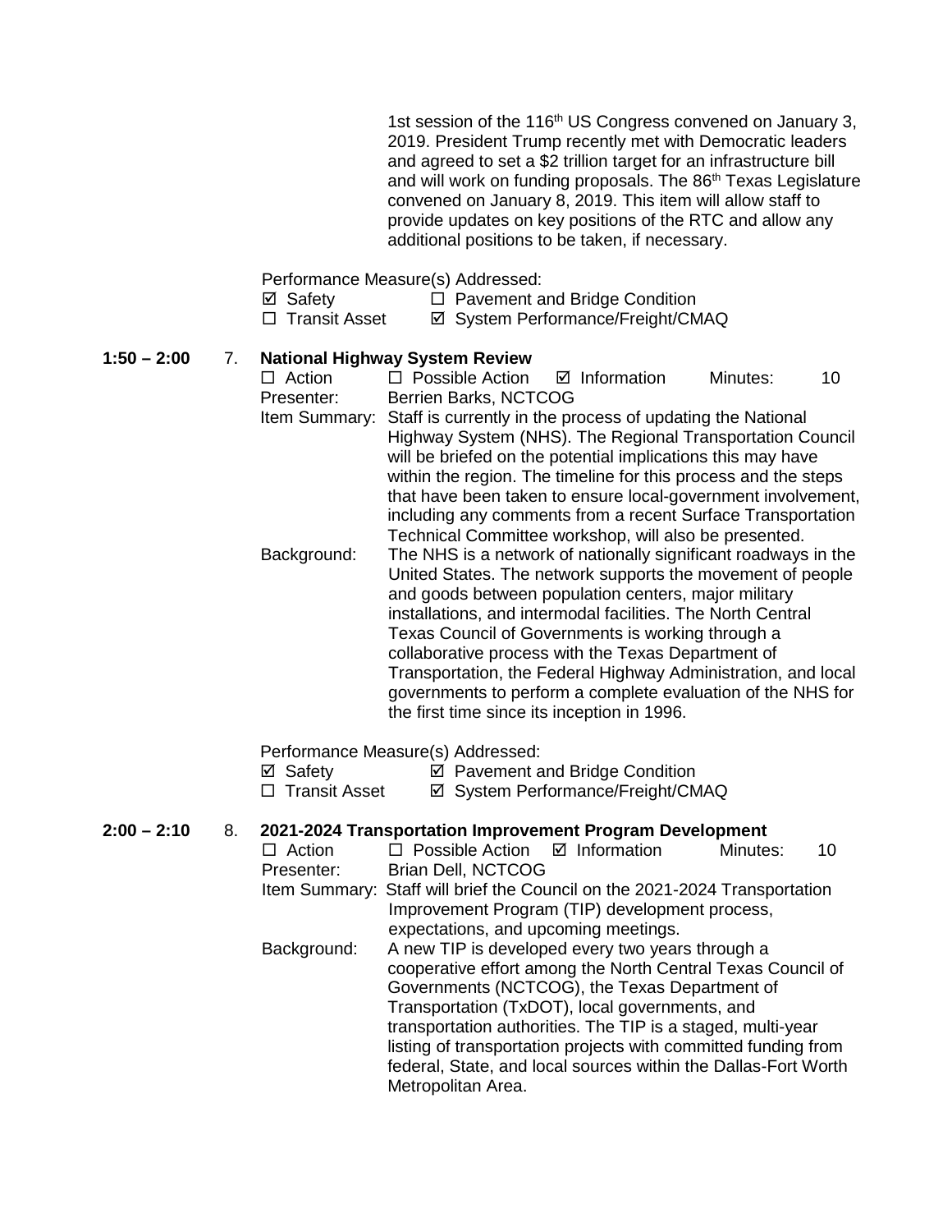1st session of the 116th US Congress convened on January 3, 2019. President Trump recently met with Democratic leaders and agreed to set a $2 trillion target for an infrastructure bill and will work on funding proposals. The 86th Texas Legislature convened on January 8, 2019. This item will allow staff to provide updates on key positions of the RTC and allow any additional positions to be taken, if necessary.

Performance Measure(s) Addressed:

☑ Safety ☐ Pavement and Bridge Condition
☐ Transit Asset ☑ System Performance/Freight/CMAQ

**1:50 – 2:00** 7. **National Highway System Review**

☐ Action ☐ Possible Action ☑ Information Minutes: 10

Presenter: Berrien Barks, NCTCOG

Item Summary: Staff is currently in the process of updating the National Highway System (NHS). The Regional Transportation Council will be briefed on the potential implications this may have within the region. The timeline for this process and the steps that have been taken to ensure local-government involvement, including any comments from a recent Surface Transportation Technical Committee workshop, will also be presented.

Background: The NHS is a network of nationally significant roadways in the United States. The network supports the movement of people and goods between population centers, major military installations, and intermodal facilities. The North Central Texas Council of Governments is working through a collaborative process with the Texas Department of Transportation, the Federal Highway Administration, and local governments to perform a complete evaluation of the NHS for the first time since its inception in 1996.

Performance Measure(s) Addressed:

☑ Safety ☑ Pavement and Bridge Condition
☐ Transit Asset ☑ System Performance/Freight/CMAQ

**2:00 – 2:10** 8. **2021-2024 Transportation Improvement Program Development**

☐ Action ☐ Possible Action ☑ Information Minutes: 10

Presenter: Brian Dell, NCTCOG

Item Summary: Staff will brief the Council on the 2021-2024 Transportation Improvement Program (TIP) development process, expectations, and upcoming meetings.

Background: A new TIP is developed every two years through a cooperative effort among the North Central Texas Council of Governments (NCTCOG), the Texas Department of Transportation (TxDOT), local governments, and transportation authorities. The TIP is a staged, multi-year listing of transportation projects with committed funding from federal, State, and local sources within the Dallas-Fort Worth Metropolitan Area.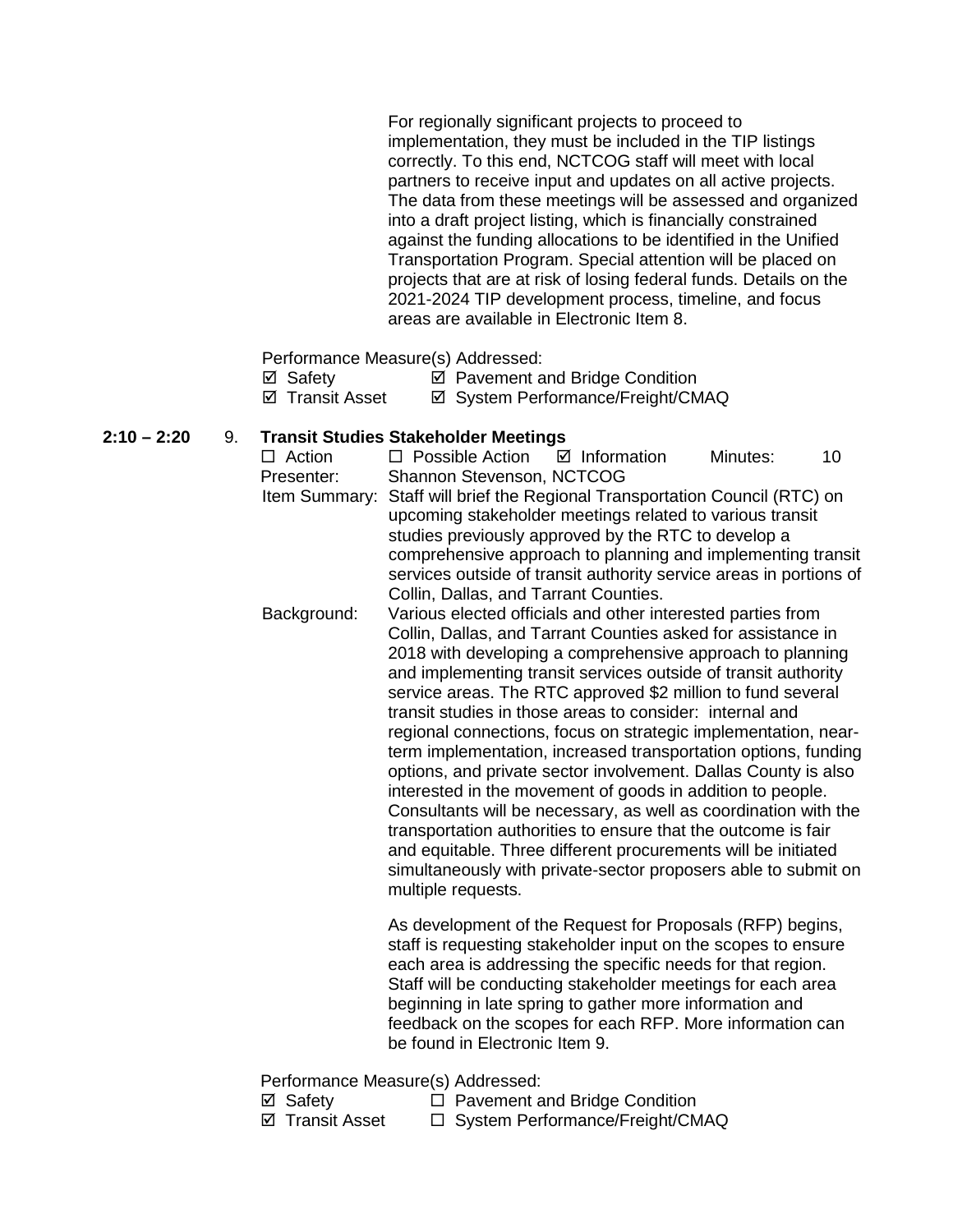For regionally significant projects to proceed to implementation, they must be included in the TIP listings correctly. To this end, NCTCOG staff will meet with local partners to receive input and updates on all active projects. The data from these meetings will be assessed and organized into a draft project listing, which is financially constrained against the funding allocations to be identified in the Unified Transportation Program. Special attention will be placed on projects that are at risk of losing federal funds. Details on the 2021-2024 TIP development process, timeline, and focus areas are available in Electronic Item 8.

Performance Measure(s) Addressed:

☑ Safety ☑ Pavement and Bridge Condition
☑ Transit Asset ☑ System Performance/Freight/CMAQ

**2:10 – 2:20** 9. **Transit Studies Stakeholder Meetings**

☐ Action ☐ Possible Action ☑ Information Minutes: 10

Presenter: Shannon Stevenson, NCTCOG

Item Summary: Staff will brief the Regional Transportation Council (RTC) on upcoming stakeholder meetings related to various transit studies previously approved by the RTC to develop a comprehensive approach to planning and implementing transit services outside of transit authority service areas in portions of Collin, Dallas, and Tarrant Counties.

Background: Various elected officials and other interested parties from Collin, Dallas, and Tarrant Counties asked for assistance in 2018 with developing a comprehensive approach to planning and implementing transit services outside of transit authority service areas. The RTC approved $2 million to fund several transit studies in those areas to consider: internal and regional connections, focus on strategic implementation, near-term implementation, increased transportation options, funding options, and private sector involvement. Dallas County is also interested in the movement of goods in addition to people. Consultants will be necessary, as well as coordination with the transportation authorities to ensure that the outcome is fair and equitable. Three different procurements will be initiated simultaneously with private-sector proposers able to submit on multiple requests.

As development of the Request for Proposals (RFP) begins, staff is requesting stakeholder input on the scopes to ensure each area is addressing the specific needs for that region. Staff will be conducting stakeholder meetings for each area beginning in late spring to gather more information and feedback on the scopes for each RFP. More information can be found in Electronic Item 9.

Performance Measure(s) Addressed:

☑ Safety ☐ Pavement and Bridge Condition
☑ Transit Asset ☐ System Performance/Freight/CMAQ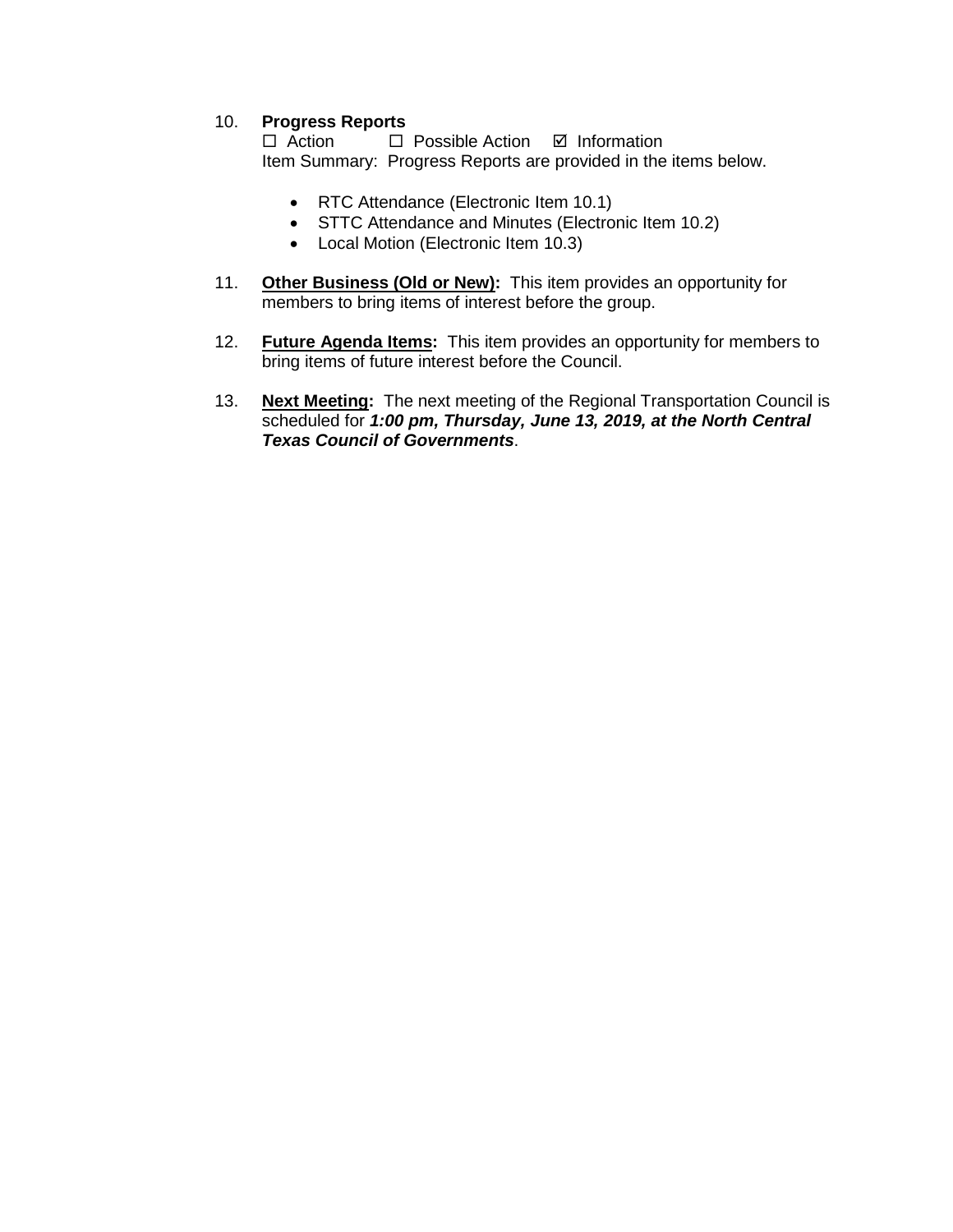10. **Progress Reports**
    ☐ Action ☐ Possible Action ☑ Information
    Item Summary: Progress Reports are provided in the items below.

    - RTC Attendance (Electronic Item 10.1)
    - STTC Attendance and Minutes (Electronic Item 10.2)
    - Local Motion (Electronic Item 10.3)

11. **Other Business (Old or New):** This item provides an opportunity for members to bring items of interest before the group.

12. **Future Agenda Items:** This item provides an opportunity for members to bring items of future interest before the Council.

13. **Next Meeting:** The next meeting of the Regional Transportation Council is scheduled for ***1:00 pm, Thursday, June 13, 2019, at the North Central Texas Council of Governments***.